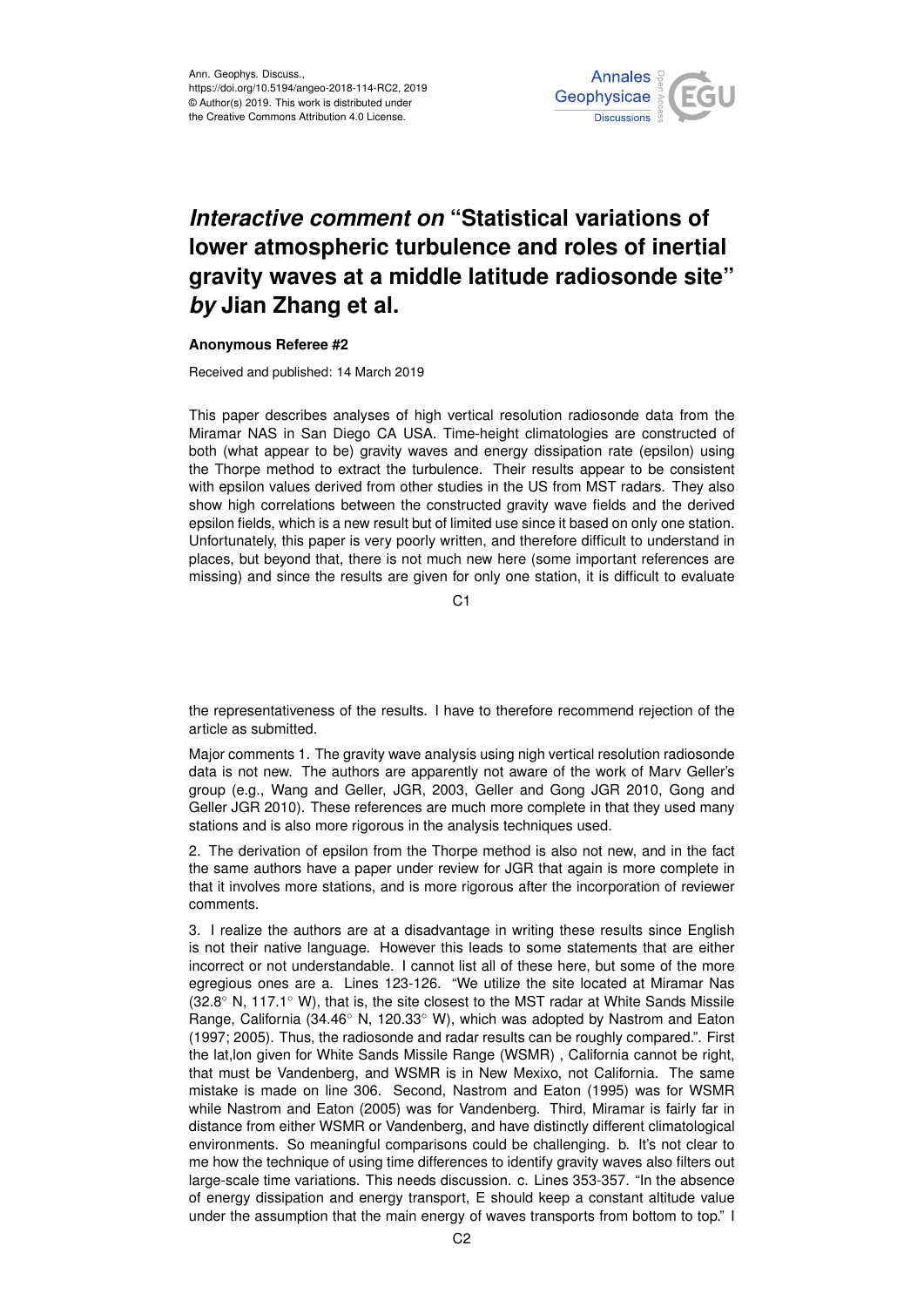Ann. Geophys. Discuss.,
https://doi.org/10.5194/angeo-2018-114-RC2, 2019
© Author(s) 2019. This work is distributed under
the Creative Commons Attribution 4.0 License.

# *Interactive comment on* "Statistical variations of lower atmospheric turbulence and roles of inertial gravity waves at a middle latitude radiosonde site" *by* Jian Zhang et al.

**Anonymous Referee #2**

Received and published: 14 March 2019

This paper describes analyses of high vertical resolution radiosonde data from the Miramar NAS in San Diego CA USA. Time-height climatologies are constructed of both (what appear to be) gravity waves and energy dissipation rate (epsilon) using the Thorpe method to extract the turbulence. Their results appear to be consistent with epsilon values derived from other studies in the US from MST radars. They also show high correlations between the constructed gravity wave fields and the derived epsilon fields, which is a new result but of limited use since it based on only one station. Unfortunately, this paper is very poorly written, and therefore difficult to understand in places, but beyond that, there is not much new here (some important references are missing) and since the results are given for only one station, it is difficult to evaluate the representativeness of the results. I have to therefore recommend rejection of the article as submitted.

Major comments 1. The gravity wave analysis using nigh vertical resolution radiosonde data is not new. The authors are apparently not aware of the work of Marv Geller's group (e.g., Wang and Geller, JGR, 2003, Geller and Gong JGR 2010, Gong and Geller JGR 2010). These references are much more complete in that they used many stations and is also more rigorous in the analysis techniques used.

2. The derivation of epsilon from the Thorpe method is also not new, and in the fact the same authors have a paper under review for JGR that again is more complete in that it involves more stations, and is more rigorous after the incorporation of reviewer comments.

3. I realize the authors are at a disadvantage in writing these results since English is not their native language. However this leads to some statements that are either incorrect or not understandable. I cannot list all of these here, but some of the more egregious ones are a. Lines 123-126. "We utilize the site located at Miramar Nas (32.8° N, 117.1° W), that is, the site closest to the MST radar at White Sands Missile Range, California (34.46° N, 120.33° W), which was adopted by Nastrom and Eaton (1997; 2005). Thus, the radiosonde and radar results can be roughly compared.". First the lat,lon given for White Sands Missile Range (WSMR) , California cannot be right, that must be Vandenberg, and WSMR is in New Mexixo, not California. The same mistake is made on line 306. Second, Nastrom and Eaton (1995) was for WSMR while Nastrom and Eaton (2005) was for Vandenberg. Third, Miramar is fairly far in distance from either WSMR or Vandenberg, and have distinctly different climatological environments. So meaningful comparisons could be challenging. b. It's not clear to me how the technique of using time differences to identify gravity waves also filters out large-scale time variations. This needs discussion. c. Lines 353-357. "In the absence of energy dissipation and energy transport, E should keep a constant altitude value under the assumption that the main energy of waves transports from bottom to top." I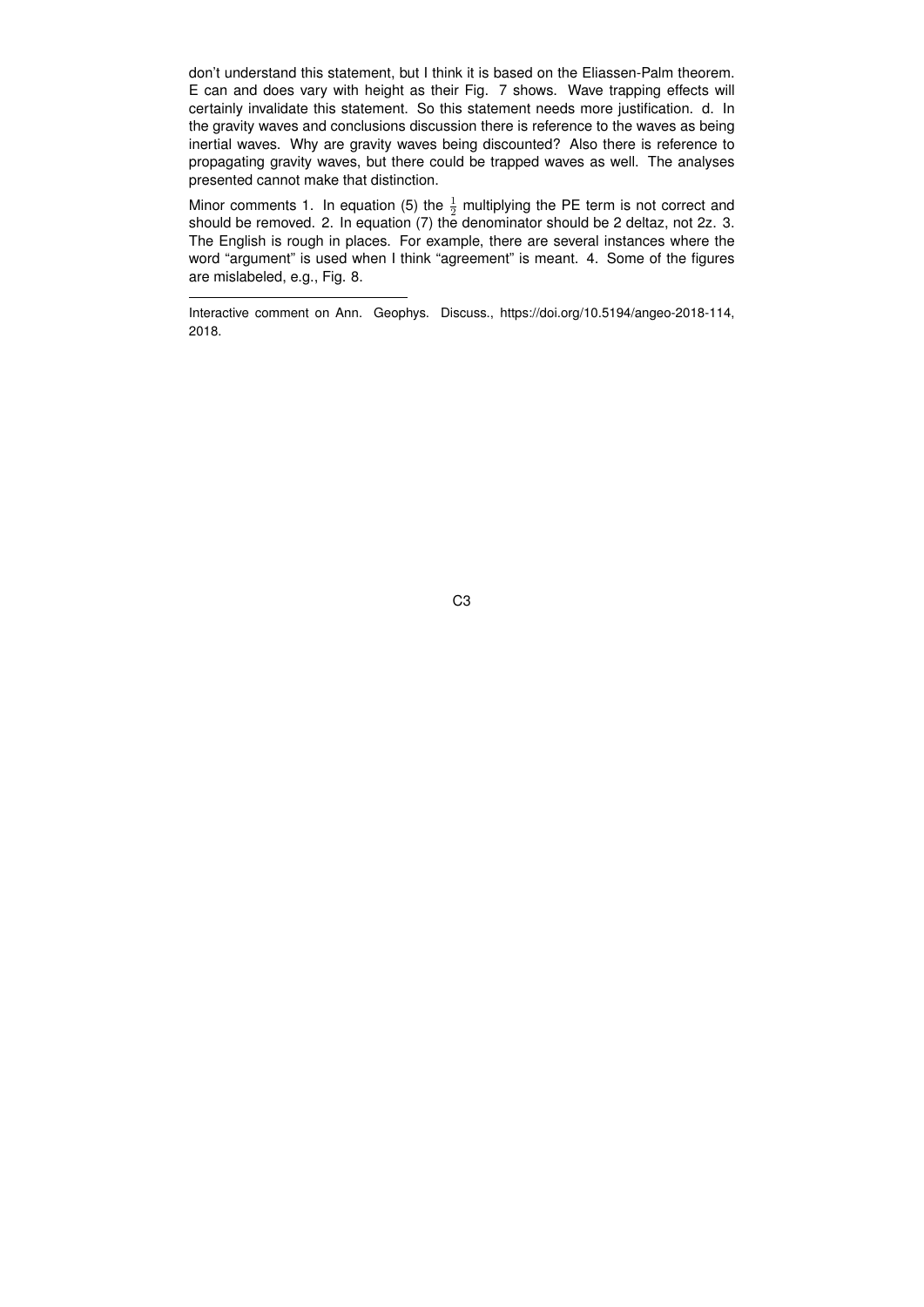don't understand this statement, but I think it is based on the Eliassen-Palm theorem. E can and does vary with height as their Fig. 7 shows. Wave trapping effects will certainly invalidate this statement. So this statement needs more justification. d. In the gravity waves and conclusions discussion there is reference to the waves as being inertial waves. Why are gravity waves being discounted? Also there is reference to propagating gravity waves, but there could be trapped waves as well. The analyses presented cannot make that distinction.

Minor comments 1. In equation (5) the $\frac{1}{2}$ multiplying the PE term is not correct and should be removed. 2. In equation (7) the denominator should be 2 deltaz, not 2z. 3. The English is rough in places. For example, there are several instances where the word "argument" is used when I think "agreement" is meant. 4. Some of the figures are mislabeled, e.g., Fig. 8.

---

Interactive comment on Ann. Geophys. Discuss., https://doi.org/10.5194/angeo-2018-114, 2018.